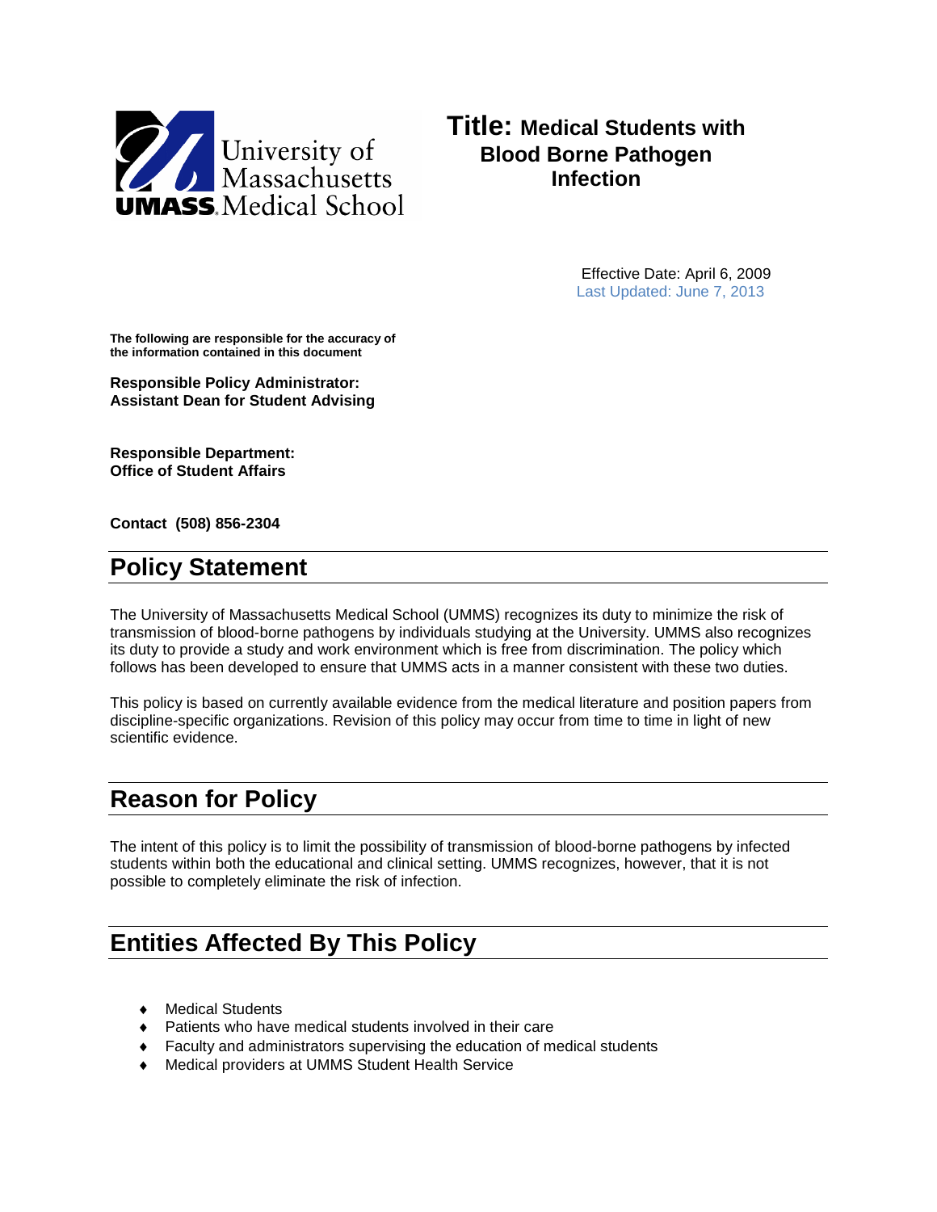University of Massachusetts UMASS Medical School

# Title: Medical Students with Blood Borne Pathogen Infection

Effective Date: April 6, 2009
Last Updated: June 7, 2013

**The following are responsible for the accuracy of the information contained in this document**

**Responsible Policy Administrator:**
**Assistant Dean for Student Advising**

**Responsible Department:**
**Office of Student Affairs**

**Contact (508) 856-2304**

## Policy Statement

The University of Massachusetts Medical School (UMMS) recognizes its duty to minimize the risk of transmission of blood-borne pathogens by individuals studying at the University. UMMS also recognizes its duty to provide a study and work environment which is free from discrimination. The policy which follows has been developed to ensure that UMMS acts in a manner consistent with these two duties.

This policy is based on currently available evidence from the medical literature and position papers from discipline-specific organizations. Revision of this policy may occur from time to time in light of new scientific evidence.

## Reason for Policy

The intent of this policy is to limit the possibility of transmission of blood-borne pathogens by infected students within both the educational and clinical setting. UMMS recognizes, however, that it is not possible to completely eliminate the risk of infection.

## Entities Affected By This Policy

- Medical Students
- Patients who have medical students involved in their care
- Faculty and administrators supervising the education of medical students
- Medical providers at UMMS Student Health Service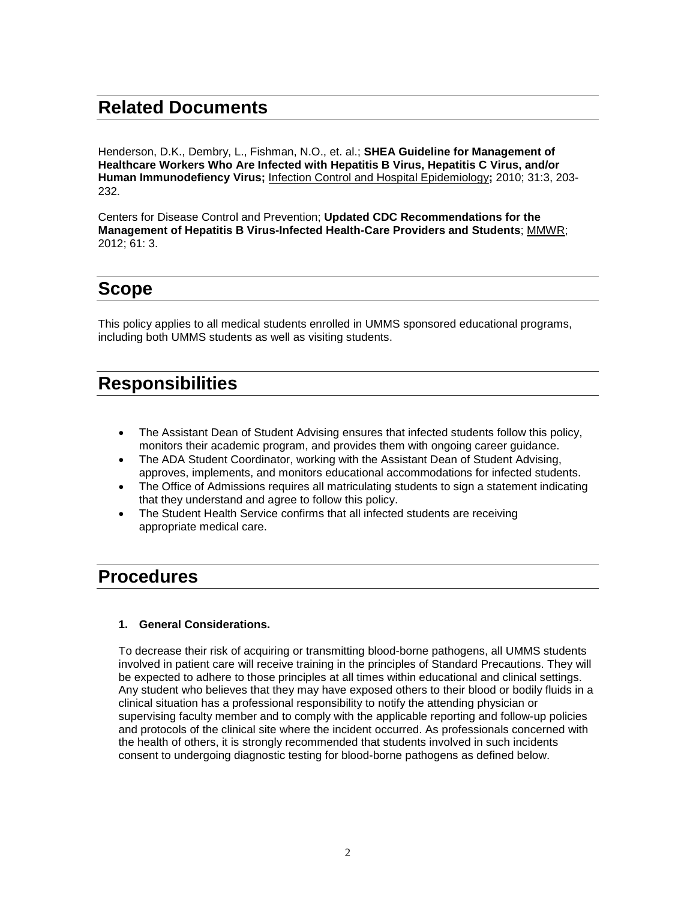## Related Documents

Henderson, D.K., Dembry, L., Fishman, N.O., et. al.; **SHEA Guideline for Management of Healthcare Workers Who Are Infected with Hepatitis B Virus, Hepatitis C Virus, and/or Human Immunodefiency Virus;** Infection Control and Hospital Epidemiology**;** 2010; 31:3, 203-232.

Centers for Disease Control and Prevention; **Updated CDC Recommendations for the Management of Hepatitis B Virus-Infected Health-Care Providers and Students**; MMWR; 2012; 61: 3.

## Scope

This policy applies to all medical students enrolled in UMMS sponsored educational programs, including both UMMS students as well as visiting students.

## Responsibilities

- The Assistant Dean of Student Advising ensures that infected students follow this policy, monitors their academic program, and provides them with ongoing career guidance.
- The ADA Student Coordinator, working with the Assistant Dean of Student Advising, approves, implements, and monitors educational accommodations for infected students.
- The Office of Admissions requires all matriculating students to sign a statement indicating that they understand and agree to follow this policy.
- The Student Health Service confirms that all infected students are receiving appropriate medical care.

## Procedures

### 1. General Considerations.

To decrease their risk of acquiring or transmitting blood-borne pathogens, all UMMS students involved in patient care will receive training in the principles of Standard Precautions. They will be expected to adhere to those principles at all times within educational and clinical settings. Any student who believes that they may have exposed others to their blood or bodily fluids in a clinical situation has a professional responsibility to notify the attending physician or supervising faculty member and to comply with the applicable reporting and follow-up policies and protocols of the clinical site where the incident occurred. As professionals concerned with the health of others, it is strongly recommended that students involved in such incidents consent to undergoing diagnostic testing for blood-borne pathogens as defined below.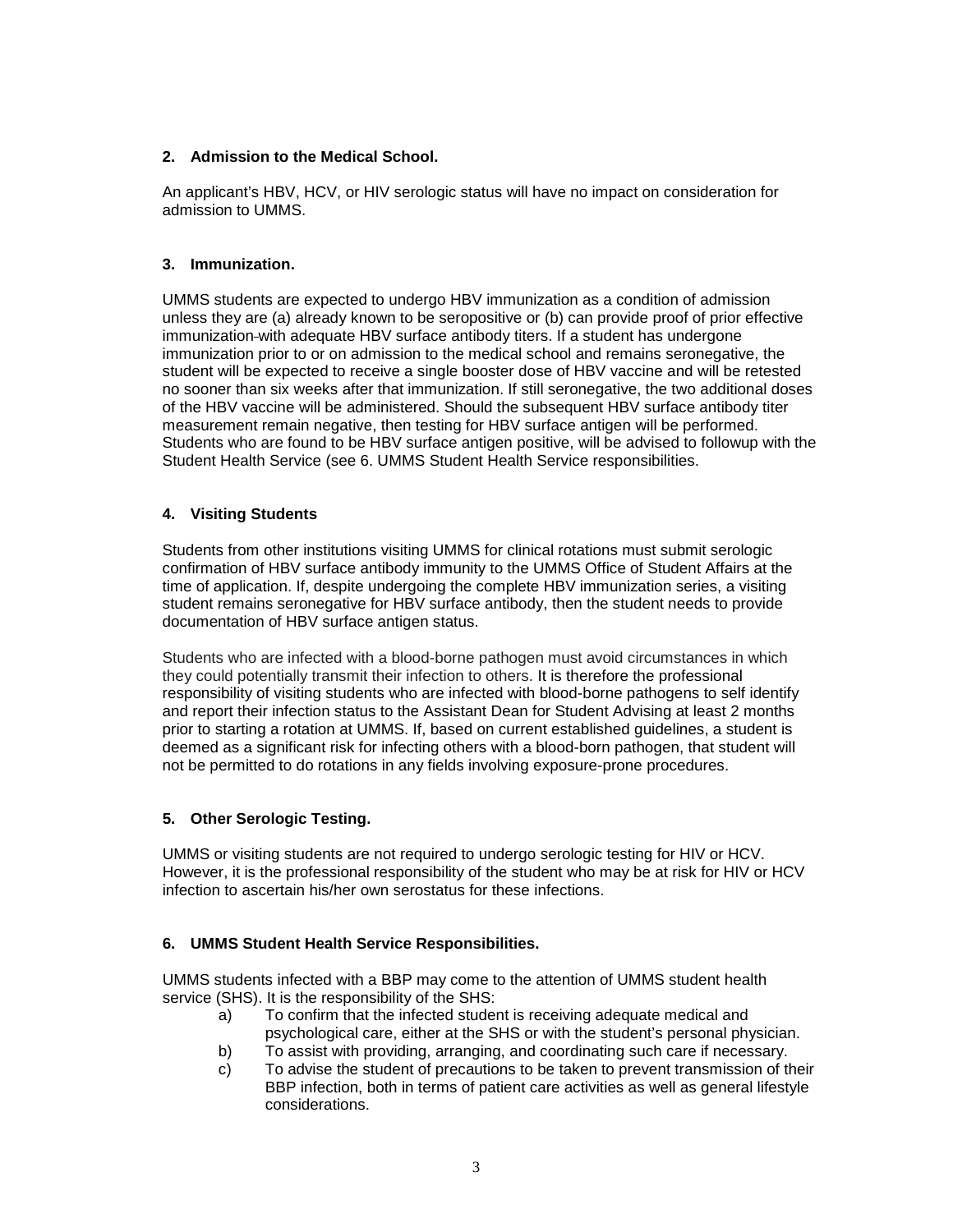## 2. Admission to the Medical School.

An applicant's HBV, HCV, or HIV serologic status will have no impact on consideration for admission to UMMS.

## 3. Immunization.

UMMS students are expected to undergo HBV immunization as a condition of admission unless they are (a) already known to be seropositive or (b) can provide proof of prior effective immunization with adequate HBV surface antibody titers. If a student has undergone immunization prior to or on admission to the medical school and remains seronegative, the student will be expected to receive a single booster dose of HBV vaccine and will be retested no sooner than six weeks after that immunization. If still seronegative, the two additional doses of the HBV vaccine will be administered. Should the subsequent HBV surface antibody titer measurement remain negative, then testing for HBV surface antigen will be performed. Students who are found to be HBV surface antigen positive, will be advised to followup with the Student Health Service (see 6. UMMS Student Health Service responsibilities.

## 4. Visiting Students

Students from other institutions visiting UMMS for clinical rotations must submit serologic confirmation of HBV surface antibody immunity to the UMMS Office of Student Affairs at the time of application. If, despite undergoing the complete HBV immunization series, a visiting student remains seronegative for HBV surface antibody, then the student needs to provide documentation of HBV surface antigen status.

Students who are infected with a blood-borne pathogen must avoid circumstances in which they could potentially transmit their infection to others. It is therefore the professional responsibility of visiting students who are infected with blood-borne pathogens to self identify and report their infection status to the Assistant Dean for Student Advising at least 2 months prior to starting a rotation at UMMS. If, based on current established guidelines, a student is deemed as a significant risk for infecting others with a blood-born pathogen, that student will not be permitted to do rotations in any fields involving exposure-prone procedures.

## 5. Other Serologic Testing.

UMMS or visiting students are not required to undergo serologic testing for HIV or HCV. However, it is the professional responsibility of the student who may be at risk for HIV or HCV infection to ascertain his/her own serostatus for these infections.

## 6. UMMS Student Health Service Responsibilities.

UMMS students infected with a BBP may come to the attention of UMMS student health service (SHS). It is the responsibility of the SHS:

a) To confirm that the infected student is receiving adequate medical and psychological care, either at the SHS or with the student's personal physician.
b) To assist with providing, arranging, and coordinating such care if necessary.
c) To advise the student of precautions to be taken to prevent transmission of their BBP infection, both in terms of patient care activities as well as general lifestyle considerations.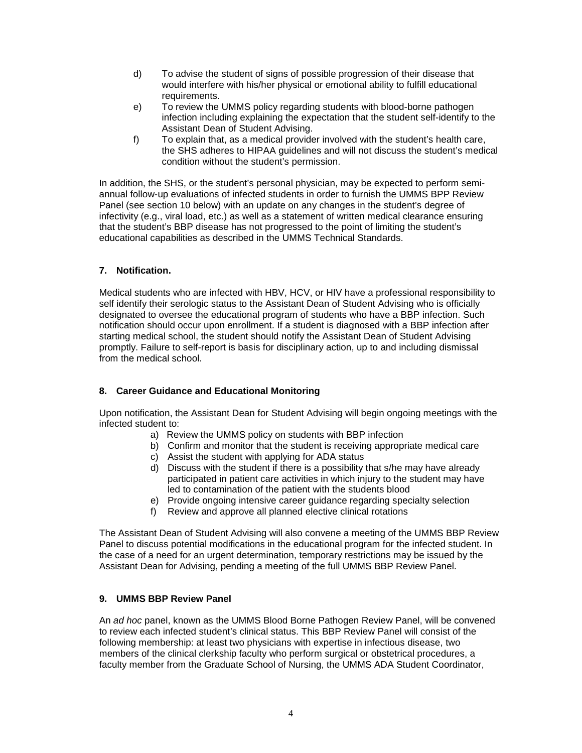d) To advise the student of signs of possible progression of their disease that would interfere with his/her physical or emotional ability to fulfill educational requirements.

e) To review the UMMS policy regarding students with blood-borne pathogen infection including explaining the expectation that the student self-identify to the Assistant Dean of Student Advising.

f) To explain that, as a medical provider involved with the student's health care, the SHS adheres to HIPAA guidelines and will not discuss the student's medical condition without the student's permission.

In addition, the SHS, or the student's personal physician, may be expected to perform semi-annual follow-up evaluations of infected students in order to furnish the UMMS BPP Review Panel (see section 10 below) with an update on any changes in the student's degree of infectivity (e.g., viral load, etc.) as well as a statement of written medical clearance ensuring that the student's BBP disease has not progressed to the point of limiting the student's educational capabilities as described in the UMMS Technical Standards.

### 7. Notification.

Medical students who are infected with HBV, HCV, or HIV have a professional responsibility to self identify their serologic status to the Assistant Dean of Student Advising who is officially designated to oversee the educational program of students who have a BBP infection. Such notification should occur upon enrollment. If a student is diagnosed with a BBP infection after starting medical school, the student should notify the Assistant Dean of Student Advising promptly. Failure to self-report is basis for disciplinary action, up to and including dismissal from the medical school.

### 8. Career Guidance and Educational Monitoring

Upon notification, the Assistant Dean for Student Advising will begin ongoing meetings with the infected student to:

a) Review the UMMS policy on students with BBP infection
b) Confirm and monitor that the student is receiving appropriate medical care
c) Assist the student with applying for ADA status
d) Discuss with the student if there is a possibility that s/he may have already participated in patient care activities in which injury to the student may have led to contamination of the patient with the students blood
e) Provide ongoing intensive career guidance regarding specialty selection
f) Review and approve all planned elective clinical rotations

The Assistant Dean of Student Advising will also convene a meeting of the UMMS BBP Review Panel to discuss potential modifications in the educational program for the infected student. In the case of a need for an urgent determination, temporary restrictions may be issued by the Assistant Dean for Advising, pending a meeting of the full UMMS BBP Review Panel.

### 9. UMMS BBP Review Panel

An *ad hoc* panel, known as the UMMS Blood Borne Pathogen Review Panel, will be convened to review each infected student's clinical status. This BBP Review Panel will consist of the following membership: at least two physicians with expertise in infectious disease, two members of the clinical clerkship faculty who perform surgical or obstetrical procedures, a faculty member from the Graduate School of Nursing, the UMMS ADA Student Coordinator,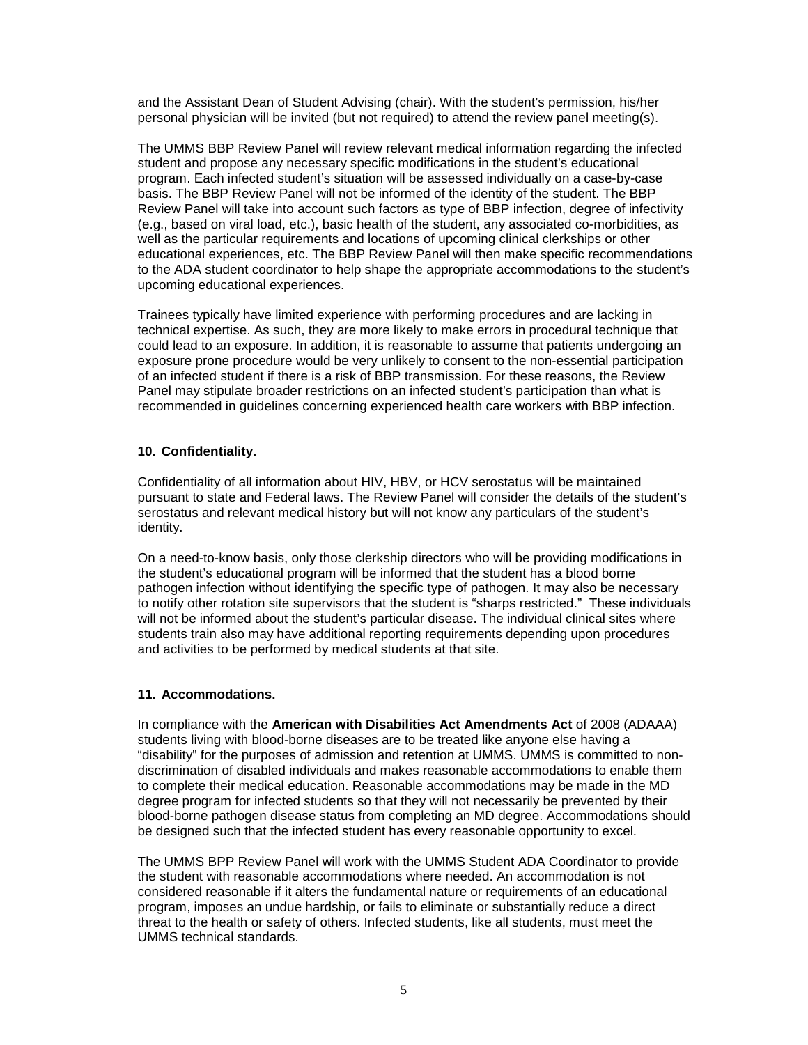and the Assistant Dean of Student Advising (chair). With the student's permission, his/her personal physician will be invited (but not required) to attend the review panel meeting(s).

The UMMS BBP Review Panel will review relevant medical information regarding the infected student and propose any necessary specific modifications in the student's educational program. Each infected student's situation will be assessed individually on a case-by-case basis. The BBP Review Panel will not be informed of the identity of the student. The BBP Review Panel will take into account such factors as type of BBP infection, degree of infectivity (e.g., based on viral load, etc.), basic health of the student, any associated co-morbidities, as well as the particular requirements and locations of upcoming clinical clerkships or other educational experiences, etc. The BBP Review Panel will then make specific recommendations to the ADA student coordinator to help shape the appropriate accommodations to the student's upcoming educational experiences.

Trainees typically have limited experience with performing procedures and are lacking in technical expertise. As such, they are more likely to make errors in procedural technique that could lead to an exposure. In addition, it is reasonable to assume that patients undergoing an exposure prone procedure would be very unlikely to consent to the non-essential participation of an infected student if there is a risk of BBP transmission. For these reasons, the Review Panel may stipulate broader restrictions on an infected student's participation than what is recommended in guidelines concerning experienced health care workers with BBP infection.

### 10. Confidentiality.

Confidentiality of all information about HIV, HBV, or HCV serostatus will be maintained pursuant to state and Federal laws. The Review Panel will consider the details of the student's serostatus and relevant medical history but will not know any particulars of the student's identity.

On a need-to-know basis, only those clerkship directors who will be providing modifications in the student's educational program will be informed that the student has a blood borne pathogen infection without identifying the specific type of pathogen. It may also be necessary to notify other rotation site supervisors that the student is "sharps restricted." These individuals will not be informed about the student's particular disease. The individual clinical sites where students train also may have additional reporting requirements depending upon procedures and activities to be performed by medical students at that site.

### 11. Accommodations.

In compliance with the **American with Disabilities Act Amendments Act** of 2008 (ADAAA) students living with blood-borne diseases are to be treated like anyone else having a "disability" for the purposes of admission and retention at UMMS. UMMS is committed to non-discrimination of disabled individuals and makes reasonable accommodations to enable them to complete their medical education. Reasonable accommodations may be made in the MD degree program for infected students so that they will not necessarily be prevented by their blood-borne pathogen disease status from completing an MD degree. Accommodations should be designed such that the infected student has every reasonable opportunity to excel.

The UMMS BPP Review Panel will work with the UMMS Student ADA Coordinator to provide the student with reasonable accommodations where needed. An accommodation is not considered reasonable if it alters the fundamental nature or requirements of an educational program, imposes an undue hardship, or fails to eliminate or substantially reduce a direct threat to the health or safety of others. Infected students, like all students, must meet the UMMS technical standards.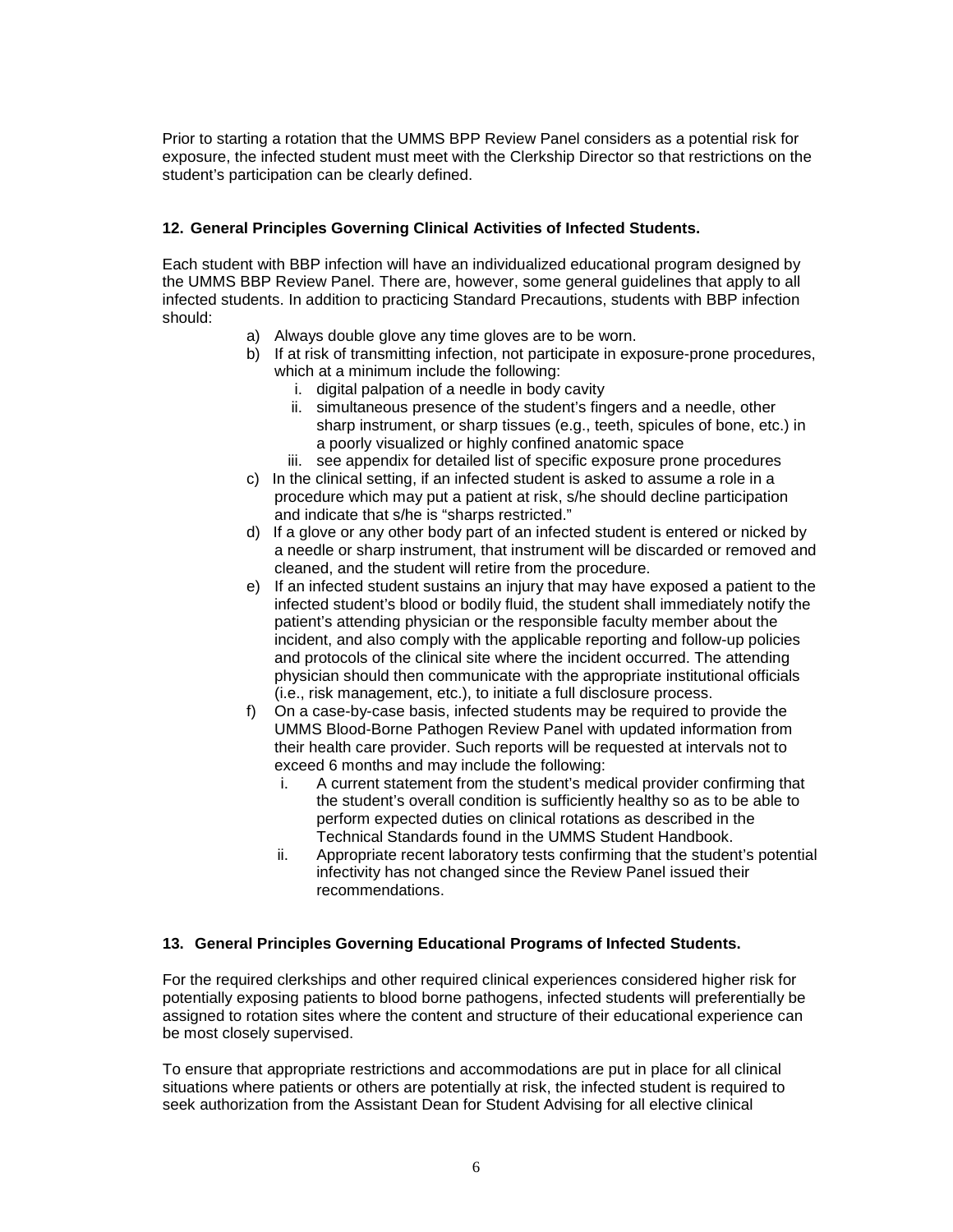Prior to starting a rotation that the UMMS BPP Review Panel considers as a potential risk for exposure, the infected student must meet with the Clerkship Director so that restrictions on the student's participation can be clearly defined.

### 12. General Principles Governing Clinical Activities of Infected Students.

Each student with BBP infection will have an individualized educational program designed by the UMMS BBP Review Panel. There are, however, some general guidelines that apply to all infected students. In addition to practicing Standard Precautions, students with BBP infection should:

a) Always double glove any time gloves are to be worn.
b) If at risk of transmitting infection, not participate in exposure-prone procedures, which at a minimum include the following:
   i. digital palpation of a needle in body cavity
   ii. simultaneous presence of the student's fingers and a needle, other sharp instrument, or sharp tissues (e.g., teeth, spicules of bone, etc.) in a poorly visualized or highly confined anatomic space
   iii. see appendix for detailed list of specific exposure prone procedures
c) In the clinical setting, if an infected student is asked to assume a role in a procedure which may put a patient at risk, s/he should decline participation and indicate that s/he is "sharps restricted."
d) If a glove or any other body part of an infected student is entered or nicked by a needle or sharp instrument, that instrument will be discarded or removed and cleaned, and the student will retire from the procedure.
e) If an infected student sustains an injury that may have exposed a patient to the infected student's blood or bodily fluid, the student shall immediately notify the patient's attending physician or the responsible faculty member about the incident, and also comply with the applicable reporting and follow-up policies and protocols of the clinical site where the incident occurred. The attending physician should then communicate with the appropriate institutional officials (i.e., risk management, etc.), to initiate a full disclosure process.
f) On a case-by-case basis, infected students may be required to provide the UMMS Blood-Borne Pathogen Review Panel with updated information from their health care provider. Such reports will be requested at intervals not to exceed 6 months and may include the following:
   i. A current statement from the student's medical provider confirming that the student's overall condition is sufficiently healthy so as to be able to perform expected duties on clinical rotations as described in the Technical Standards found in the UMMS Student Handbook.
   ii. Appropriate recent laboratory tests confirming that the student's potential infectivity has not changed since the Review Panel issued their recommendations.

### 13. General Principles Governing Educational Programs of Infected Students.

For the required clerkships and other required clinical experiences considered higher risk for potentially exposing patients to blood borne pathogens, infected students will preferentially be assigned to rotation sites where the content and structure of their educational experience can be most closely supervised.

To ensure that appropriate restrictions and accommodations are put in place for all clinical situations where patients or others are potentially at risk, the infected student is required to seek authorization from the Assistant Dean for Student Advising for all elective clinical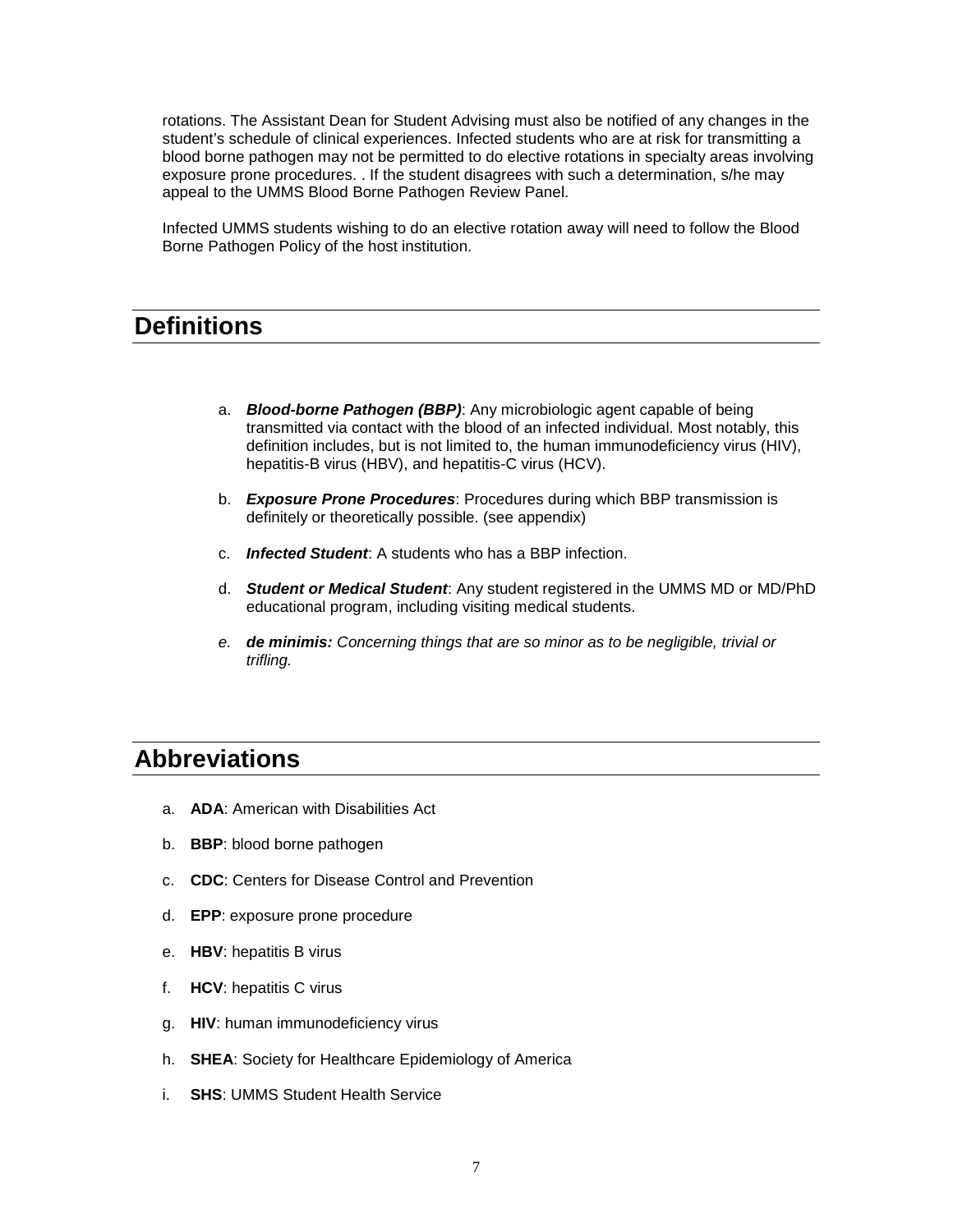rotations. The Assistant Dean for Student Advising must also be notified of any changes in the student's schedule of clinical experiences. Infected students who are at risk for transmitting a blood borne pathogen may not be permitted to do elective rotations in specialty areas involving exposure prone procedures. . If the student disagrees with such a determination, s/he may appeal to the UMMS Blood Borne Pathogen Review Panel.

Infected UMMS students wishing to do an elective rotation away will need to follow the Blood Borne Pathogen Policy of the host institution.

## Definitions

a. ***Blood-borne Pathogen (BBP)***: Any microbiologic agent capable of being transmitted via contact with the blood of an infected individual. Most notably, this definition includes, but is not limited to, the human immunodeficiency virus (HIV), hepatitis-B virus (HBV), and hepatitis-C virus (HCV).

b. ***Exposure Prone Procedures***: Procedures during which BBP transmission is definitely or theoretically possible. (see appendix)

c. ***Infected Student***: A students who has a BBP infection.

d. ***Student or Medical Student***: Any student registered in the UMMS MD or MD/PhD educational program, including visiting medical students.

e. ***de minimis:*** *Concerning things that are so minor as to be negligible, trivial or trifling.*

## Abbreviations

a. **ADA**: American with Disabilities Act

b. **BBP**: blood borne pathogen

c. **CDC**: Centers for Disease Control and Prevention

d. **EPP**: exposure prone procedure

e. **HBV**: hepatitis B virus

f. **HCV**: hepatitis C virus

g. **HIV**: human immunodeficiency virus

h. **SHEA**: Society for Healthcare Epidemiology of America

i. **SHS**: UMMS Student Health Service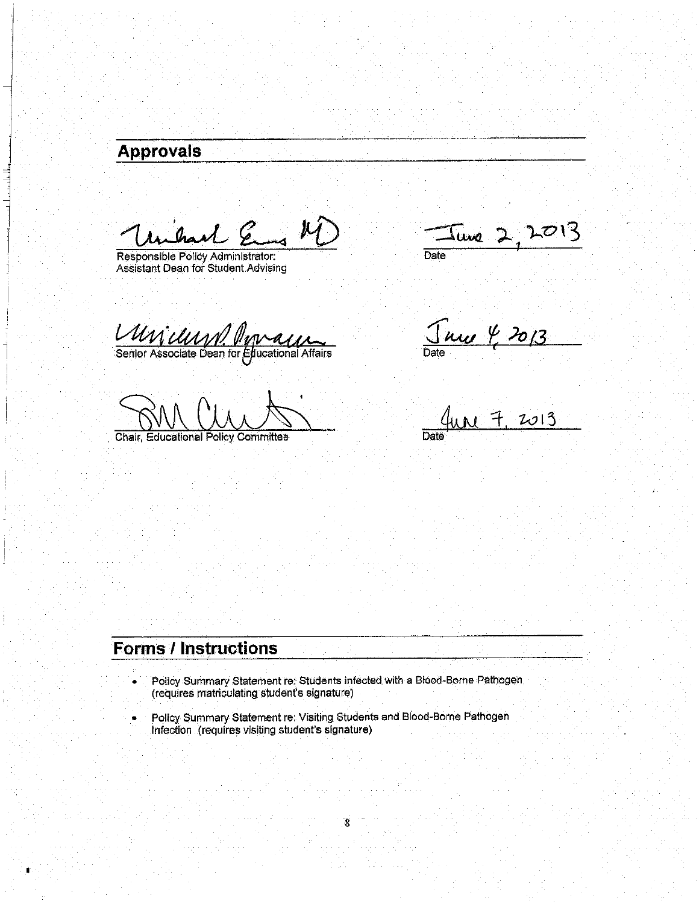## Approvals

Michael Evans MD
Responsible Policy Administrator:
Assistant Dean for Student Advising

June 2, 2013
Date

Senior Associate Dean for Educational Affairs

June 4, 2013
Date

Chair, Educational Policy Committee

June 7, 2013
Date

## Forms / Instructions

- Policy Summary Statement re: Students infected with a Blood-Borne Pathogen (requires matriculating student's signature)
- Policy Summary Statement re: Visiting Students and Blood-Borne Pathogen Infection (requires visiting student's signature)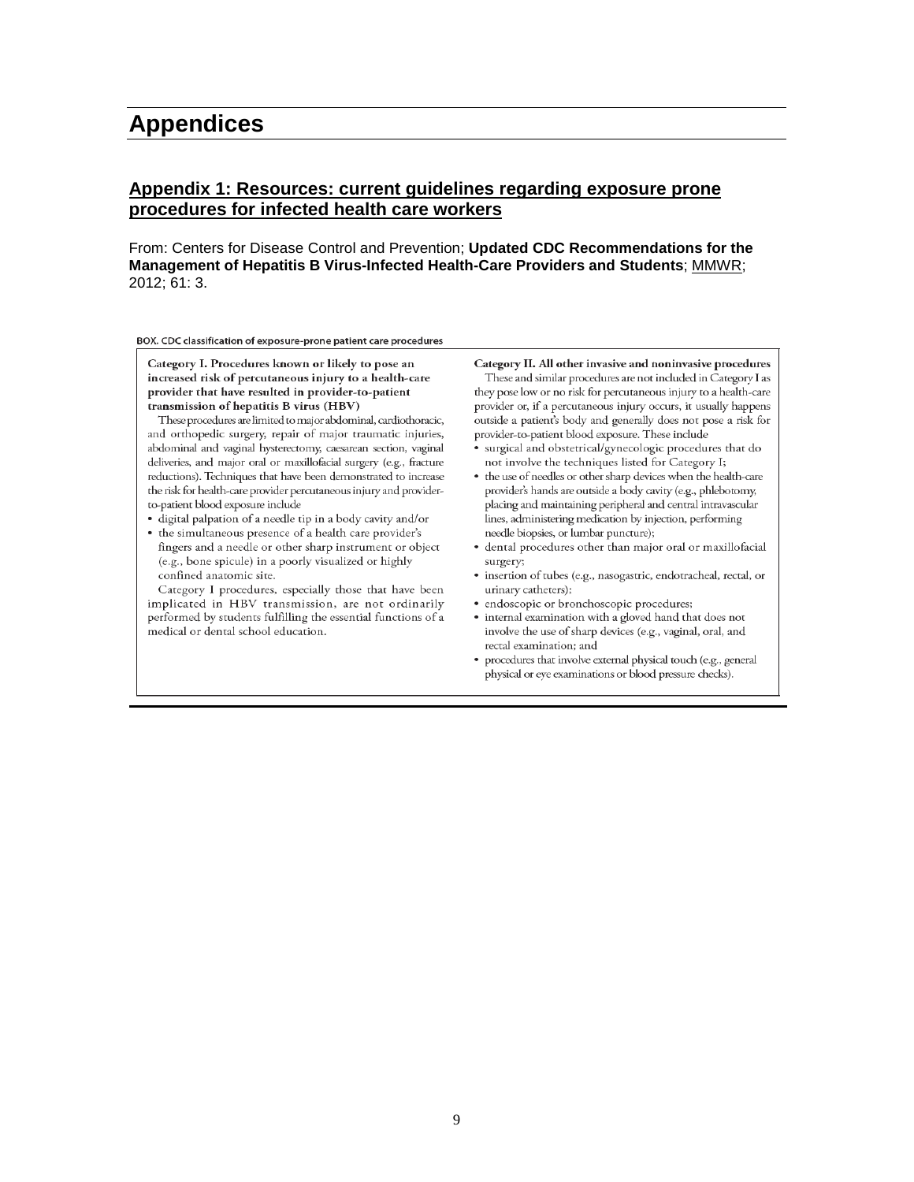# Appendices

## Appendix 1: Resources: current guidelines regarding exposure prone procedures for infected health care workers

From: Centers for Disease Control and Prevention; **Updated CDC Recommendations for the Management of Hepatitis B Virus-Infected Health-Care Providers and Students**; MMWR; 2012; 61: 3.

**BOX. CDC classification of exposure-prone patient care procedures**

**Category I. Procedures known or likely to pose an increased risk of percutaneous injury to a health-care provider that have resulted in provider-to-patient transmission of hepatitis B virus (HBV)**

These procedures are limited to major abdominal, cardiothoracic, and orthopedic surgery, repair of major traumatic injuries, abdominal and vaginal hysterectomy, caesarean section, vaginal deliveries, and major oral or maxillofacial surgery (e.g., fracture reductions). Techniques that have been demonstrated to increase the risk for health-care provider percutaneous injury and provider-to-patient blood exposure include

- digital palpation of a needle tip in a body cavity and/or
- the simultaneous presence of a health care provider's fingers and a needle or other sharp instrument or object (e.g., bone spicule) in a poorly visualized or highly confined anatomic site.

Category I procedures, especially those that have been implicated in HBV transmission, are not ordinarily performed by students fulfilling the essential functions of a medical or dental school education.

**Category II. All other invasive and noninvasive procedures**

These and similar procedures are not included in Category I as they pose low or no risk for percutaneous injury to a health-care provider or, if a percutaneous injury occurs, it usually happens outside a patient's body and generally does not pose a risk for provider-to-patient blood exposure. These include

- surgical and obstetrical/gynecologic procedures that do not involve the techniques listed for Category I;
- the use of needles or other sharp devices when the health-care provider's hands are outside a body cavity (e.g., phlebotomy, placing and maintaining peripheral and central intravascular lines, administering medication by injection, performing needle biopsies, or lumbar puncture);
- dental procedures other than major oral or maxillofacial surgery;
- insertion of tubes (e.g., nasogastric, endotracheal, rectal, or urinary catheters);
- endoscopic or bronchoscopic procedures;
- internal examination with a gloved hand that does not involve the use of sharp devices (e.g., vaginal, oral, and rectal examination; and
- procedures that involve external physical touch (e.g., general physical or eye examinations or blood pressure checks).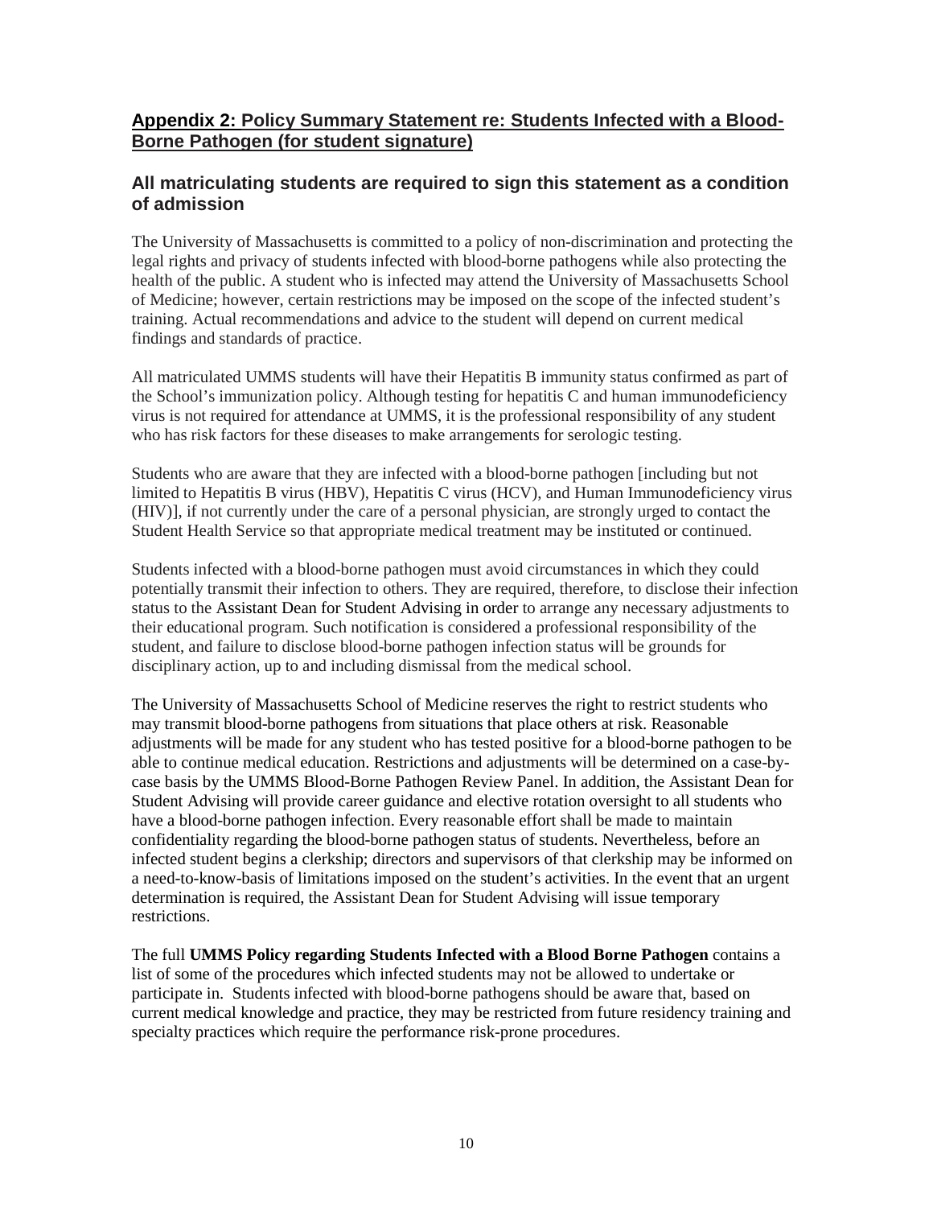## Appendix 2: Policy Summary Statement re: Students Infected with a Blood-Borne Pathogen (for student signature)

### All matriculating students are required to sign this statement as a condition of admission

The University of Massachusetts is committed to a policy of non-discrimination and protecting the legal rights and privacy of students infected with blood-borne pathogens while also protecting the health of the public. A student who is infected may attend the University of Massachusetts School of Medicine; however, certain restrictions may be imposed on the scope of the infected student's training. Actual recommendations and advice to the student will depend on current medical findings and standards of practice.

All matriculated UMMS students will have their Hepatitis B immunity status confirmed as part of the School's immunization policy. Although testing for hepatitis C and human immunodeficiency virus is not required for attendance at UMMS, it is the professional responsibility of any student who has risk factors for these diseases to make arrangements for serologic testing.

Students who are aware that they are infected with a blood-borne pathogen [including but not limited to Hepatitis B virus (HBV), Hepatitis C virus (HCV), and Human Immunodeficiency virus (HIV)], if not currently under the care of a personal physician, are strongly urged to contact the Student Health Service so that appropriate medical treatment may be instituted or continued.

Students infected with a blood-borne pathogen must avoid circumstances in which they could potentially transmit their infection to others. They are required, therefore, to disclose their infection status to the Assistant Dean for Student Advising in order to arrange any necessary adjustments to their educational program. Such notification is considered a professional responsibility of the student, and failure to disclose blood-borne pathogen infection status will be grounds for disciplinary action, up to and including dismissal from the medical school.

The University of Massachusetts School of Medicine reserves the right to restrict students who may transmit blood-borne pathogens from situations that place others at risk. Reasonable adjustments will be made for any student who has tested positive for a blood-borne pathogen to be able to continue medical education. Restrictions and adjustments will be determined on a case-by-case basis by the UMMS Blood-Borne Pathogen Review Panel. In addition, the Assistant Dean for Student Advising will provide career guidance and elective rotation oversight to all students who have a blood-borne pathogen infection. Every reasonable effort shall be made to maintain confidentiality regarding the blood-borne pathogen status of students. Nevertheless, before an infected student begins a clerkship; directors and supervisors of that clerkship may be informed on a need-to-know-basis of limitations imposed on the student's activities. In the event that an urgent determination is required, the Assistant Dean for Student Advising will issue temporary restrictions.

The full **UMMS Policy regarding Students Infected with a Blood Borne Pathogen** contains a list of some of the procedures which infected students may not be allowed to undertake or participate in. Students infected with blood-borne pathogens should be aware that, based on current medical knowledge and practice, they may be restricted from future residency training and specialty practices which require the performance risk-prone procedures.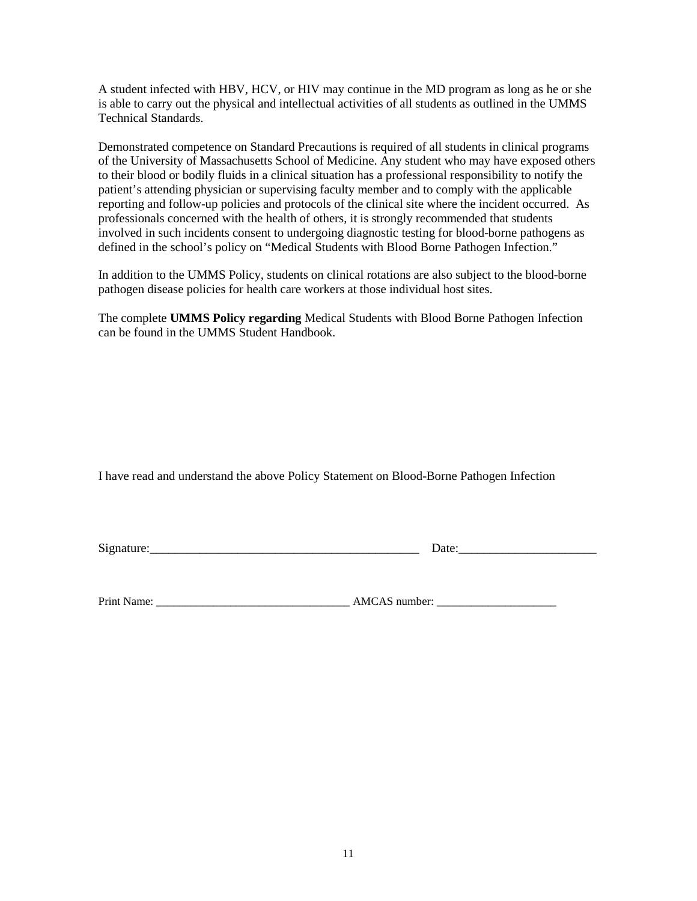A student infected with HBV, HCV, or HIV may continue in the MD program as long as he or she is able to carry out the physical and intellectual activities of all students as outlined in the UMMS Technical Standards.

Demonstrated competence on Standard Precautions is required of all students in clinical programs of the University of Massachusetts School of Medicine. Any student who may have exposed others to their blood or bodily fluids in a clinical situation has a professional responsibility to notify the patient's attending physician or supervising faculty member and to comply with the applicable reporting and follow-up policies and protocols of the clinical site where the incident occurred. As professionals concerned with the health of others, it is strongly recommended that students involved in such incidents consent to undergoing diagnostic testing for blood-borne pathogens as defined in the school's policy on "Medical Students with Blood Borne Pathogen Infection."

In addition to the UMMS Policy, students on clinical rotations are also subject to the blood-borne pathogen disease policies for health care workers at those individual host sites.

The complete **UMMS Policy regarding** Medical Students with Blood Borne Pathogen Infection can be found in the UMMS Student Handbook.

I have read and understand the above Policy Statement on Blood-Borne Pathogen Infection

Signature:_____________________________________________ Date:______________________

Print Name: __________________________________ AMCAS number: _____________________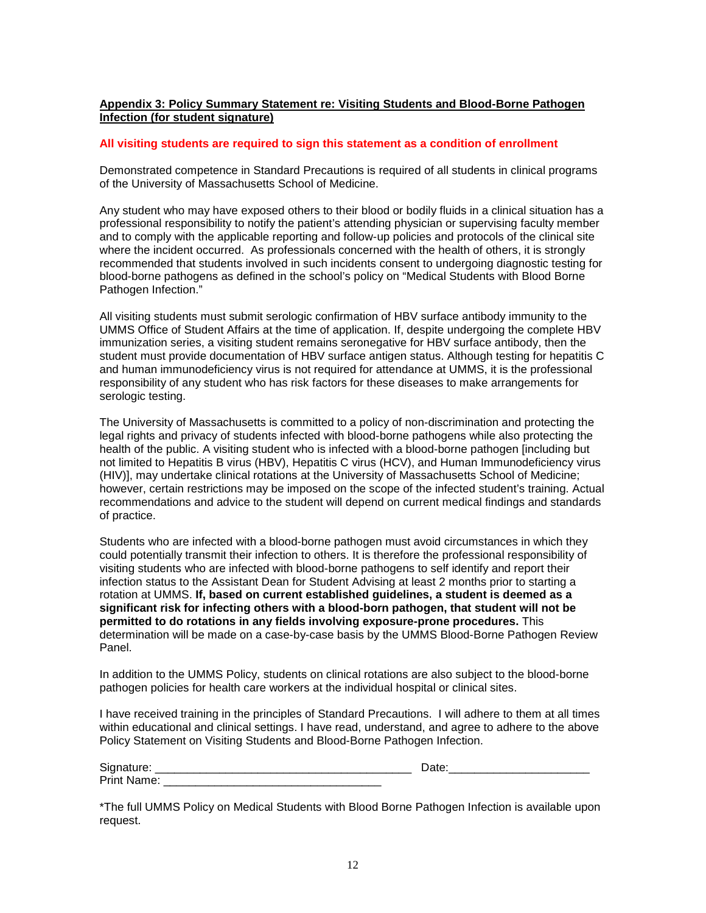**Appendix 3: Policy Summary Statement re: Visiting Students and Blood-Borne Pathogen Infection (for student signature)**

**All visiting students are required to sign this statement as a condition of enrollment**

Demonstrated competence in Standard Precautions is required of all students in clinical programs of the University of Massachusetts School of Medicine.

Any student who may have exposed others to their blood or bodily fluids in a clinical situation has a professional responsibility to notify the patient's attending physician or supervising faculty member and to comply with the applicable reporting and follow-up policies and protocols of the clinical site where the incident occurred. As professionals concerned with the health of others, it is strongly recommended that students involved in such incidents consent to undergoing diagnostic testing for blood-borne pathogens as defined in the school's policy on "Medical Students with Blood Borne Pathogen Infection."

All visiting students must submit serologic confirmation of HBV surface antibody immunity to the UMMS Office of Student Affairs at the time of application. If, despite undergoing the complete HBV immunization series, a visiting student remains seronegative for HBV surface antibody, then the student must provide documentation of HBV surface antigen status. Although testing for hepatitis C and human immunodeficiency virus is not required for attendance at UMMS, it is the professional responsibility of any student who has risk factors for these diseases to make arrangements for serologic testing.

The University of Massachusetts is committed to a policy of non-discrimination and protecting the legal rights and privacy of students infected with blood-borne pathogens while also protecting the health of the public. A visiting student who is infected with a blood-borne pathogen [including but not limited to Hepatitis B virus (HBV), Hepatitis C virus (HCV), and Human Immunodeficiency virus (HIV)], may undertake clinical rotations at the University of Massachusetts School of Medicine; however, certain restrictions may be imposed on the scope of the infected student's training. Actual recommendations and advice to the student will depend on current medical findings and standards of practice.

Students who are infected with a blood-borne pathogen must avoid circumstances in which they could potentially transmit their infection to others. It is therefore the professional responsibility of visiting students who are infected with blood-borne pathogens to self identify and report their infection status to the Assistant Dean for Student Advising at least 2 months prior to starting a rotation at UMMS. **If, based on current established guidelines, a student is deemed as a significant risk for infecting others with a blood-born pathogen, that student will not be permitted to do rotations in any fields involving exposure-prone procedures.** This determination will be made on a case-by-case basis by the UMMS Blood-Borne Pathogen Review Panel.

In addition to the UMMS Policy, students on clinical rotations are also subject to the blood-borne pathogen policies for health care workers at the individual hospital or clinical sites.

I have received training in the principles of Standard Precautions. I will adhere to them at all times within educational and clinical settings. I have read, understand, and agree to adhere to the above Policy Statement on Visiting Students and Blood-Borne Pathogen Infection.

Signature: ________________________________________ Date:_____________________
Print Name: __________________________________

*The full UMMS Policy on Medical Students with Blood Borne Pathogen Infection is available upon request.